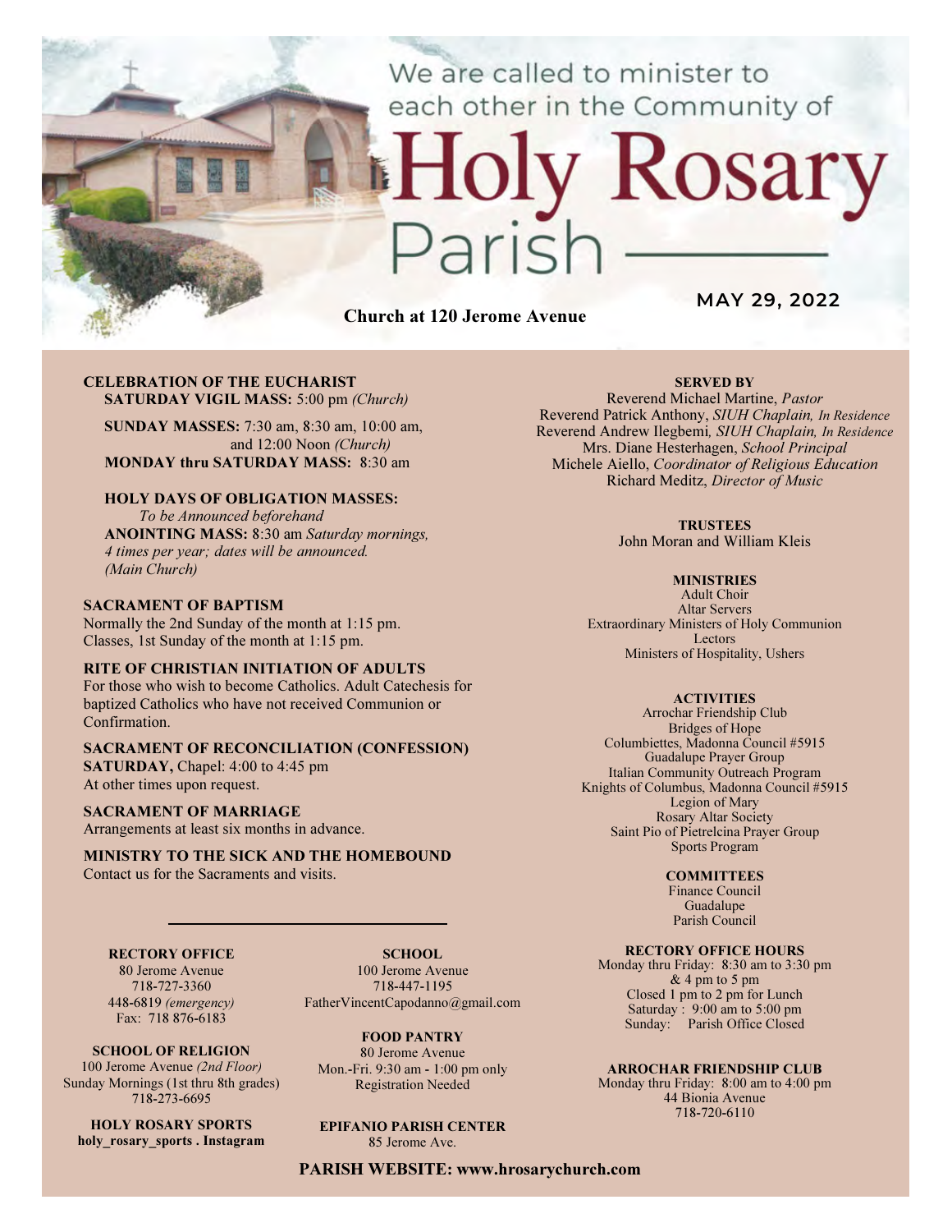We are called to minister to each other in the Community of

# Holy Rosary Parish

**Church at 120 Jerome Avenue**

**MAY 29, 2022**

**CELEBRATION OF THE EUCHARIST**
**SATURDAY VIGIL MASS:** 5:00 pm *(Church)*

**SUNDAY MASSES:** 7:30 am, 8:30 am, 10:00 am, and 12:00 Noon *(Church)*
**MONDAY thru SATURDAY MASS:** 8:30 am

**HOLY DAYS OF OBLIGATION MASSES:**
*To be Announced beforehand*
**ANOINTING MASS:** 8:30 am *Saturday mornings, 4 times per year; dates will be announced. (Main Church)*

**SACRAMENT OF BAPTISM**
Normally the 2nd Sunday of the month at 1:15 pm.
Classes, 1st Sunday of the month at 1:15 pm.

**RITE OF CHRISTIAN INITIATION OF ADULTS**
For those who wish to become Catholics. Adult Catechesis for baptized Catholics who have not received Communion or Confirmation.

**SACRAMENT OF RECONCILIATION (CONFESSION)**
**SATURDAY,** Chapel: 4:00 to 4:45 pm
At other times upon request.

**SACRAMENT OF MARRIAGE**
Arrangements at least six months in advance.

**MINISTRY TO THE SICK AND THE HOMEBOUND**
Contact us for the Sacraments and visits.

**RECTORY OFFICE**
80 Jerome Avenue
718-727-3360
448-6819 *(emergency)*
Fax: 718 876-6183

**SCHOOL**
100 Jerome Avenue
718-447-1195
FatherVincentCapodanno@gmail.com

**SCHOOL OF RELIGION**
100 Jerome Avenue *(2nd Floor)*
Sunday Mornings (1st thru 8th grades)
718-273-6695

**FOOD PANTRY**
80 Jerome Avenue
Mon.-Fri. 9:30 am - 1:00 pm only
Registration Needed

**HOLY ROSARY SPORTS**
**holy_rosary_sports . Instagram**

**EPIFANIO PARISH CENTER**
85 Jerome Ave.

**SERVED BY**
Reverend Michael Martine, *Pastor*
Reverend Patrick Anthony, *SIUH Chaplain, In Residence*
Reverend Andrew Ilegbemi, *SIUH Chaplain, In Residence*
Mrs. Diane Hesterhagen, *School Principal*
Michele Aiello, *Coordinator of Religious Education*
Richard Meditz, *Director of Music*

**TRUSTEES**
John Moran and William Kleis

**MINISTRIES**
Adult Choir
Altar Servers
Extraordinary Ministers of Holy Communion
Lectors
Ministers of Hospitality, Ushers

**ACTIVITIES**
Arrochar Friendship Club
Bridges of Hope
Columbiettes, Madonna Council #5915
Guadalupe Prayer Group
Italian Community Outreach Program
Knights of Columbus, Madonna Council #5915
Legion of Mary
Rosary Altar Society
Saint Pio of Pietrelcina Prayer Group
Sports Program

**COMMITTEES**
Finance Council
Guadalupe
Parish Council

**RECTORY OFFICE HOURS**
Monday thru Friday: 8:30 am to 3:30 pm & 4 pm to 5 pm
Closed 1 pm to 2 pm for Lunch
Saturday : 9:00 am to 5:00 pm
Sunday: Parish Office Closed

**ARROCHAR FRIENDSHIP CLUB**
Monday thru Friday: 8:00 am to 4:00 pm
44 Bionia Avenue
718-720-6110

**PARISH WEBSITE: www.hrosarychurch.com**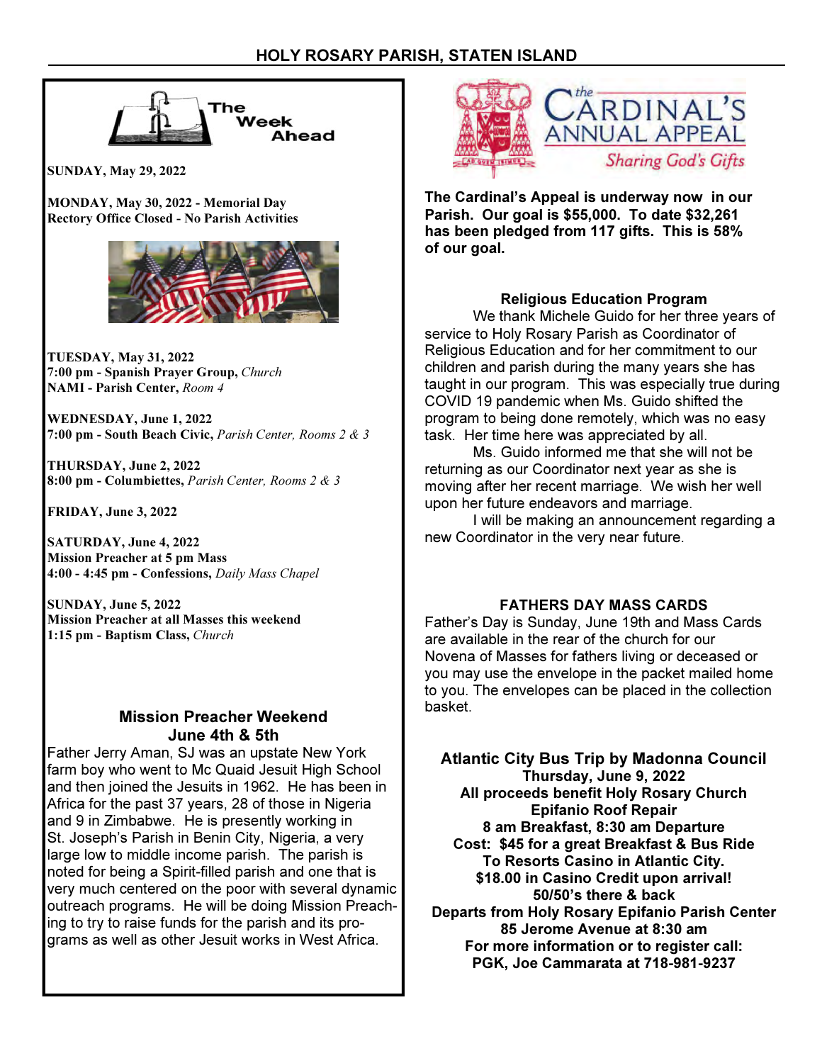## The Week Ahead

**SUNDAY, May 29, 2022**

**MONDAY, May 30, 2022 - Memorial Day**
**Rectory Office Closed - No Parish Activities**

**TUESDAY, May 31, 2022**
**7:00 pm - Spanish Prayer Group,** *Church*
**NAMI - Parish Center,** *Room 4*

**WEDNESDAY, June 1, 2022**
**7:00 pm - South Beach Civic,** *Parish Center, Rooms 2 & 3*

**THURSDAY, June 2, 2022**
**8:00 pm - Columbiettes,** *Parish Center, Rooms 2 & 3*

**FRIDAY, June 3, 2022**

**SATURDAY, June 4, 2022**
**Mission Preacher at 5 pm Mass**
**4:00 - 4:45 pm - Confessions,** *Daily Mass Chapel*

**SUNDAY, June 5, 2022**
**Mission Preacher at all Masses this weekend**
**1:15 pm - Baptism Class,** *Church*

### Mission Preacher Weekend
### June 4th & 5th

Father Jerry Aman, SJ was an upstate New York farm boy who went to Mc Quaid Jesuit High School and then joined the Jesuits in 1962. He has been in Africa for the past 37 years, 28 of those in Nigeria and 9 in Zimbabwe. He is presently working in St. Joseph's Parish in Benin City, Nigeria, a very large low to middle income parish. The parish is noted for being a Spirit-filled parish and one that is very much centered on the poor with several dynamic outreach programs. He will be doing Mission Preaching to try to raise funds for the parish and its programs as well as other Jesuit works in West Africa.

## The Cardinal's Annual Appeal
*Sharing God's Gifts*

**The Cardinal's Appeal is underway now in our Parish. Our goal is $55,000. To date $32,261 has been pledged from 117 gifts. This is 58% of our goal.**

### Religious Education Program

We thank Michele Guido for her three years of service to Holy Rosary Parish as Coordinator of Religious Education and for her commitment to our children and parish during the many years she has taught in our program. This was especially true during COVID 19 pandemic when Ms. Guido shifted the program to being done remotely, which was no easy task. Her time here was appreciated by all.

Ms. Guido informed me that she will not be returning as our Coordinator next year as she is moving after her recent marriage. We wish her well upon her future endeavors and marriage.

I will be making an announcement regarding a new Coordinator in the very near future.

### FATHERS DAY MASS CARDS

Father's Day is Sunday, June 19th and Mass Cards are available in the rear of the church for our Novena of Masses for fathers living or deceased or you may use the envelope in the packet mailed home to you. The envelopes can be placed in the collection basket.

### Atlantic City Bus Trip by Madonna Council

**Thursday, June 9, 2022**
**All proceeds benefit Holy Rosary Church**
**Epifanio Roof Repair**
**8 am Breakfast, 8:30 am Departure**
**Cost: $45 for a great Breakfast & Bus Ride**
**To Resorts Casino in Atlantic City.**
**$18.00 in Casino Credit upon arrival!**
**50/50's there & back**
**Departs from Holy Rosary Epifanio Parish Center**
**85 Jerome Avenue at 8:30 am**
**For more information or to register call:**
**PGK, Joe Cammarata at 718-981-9237**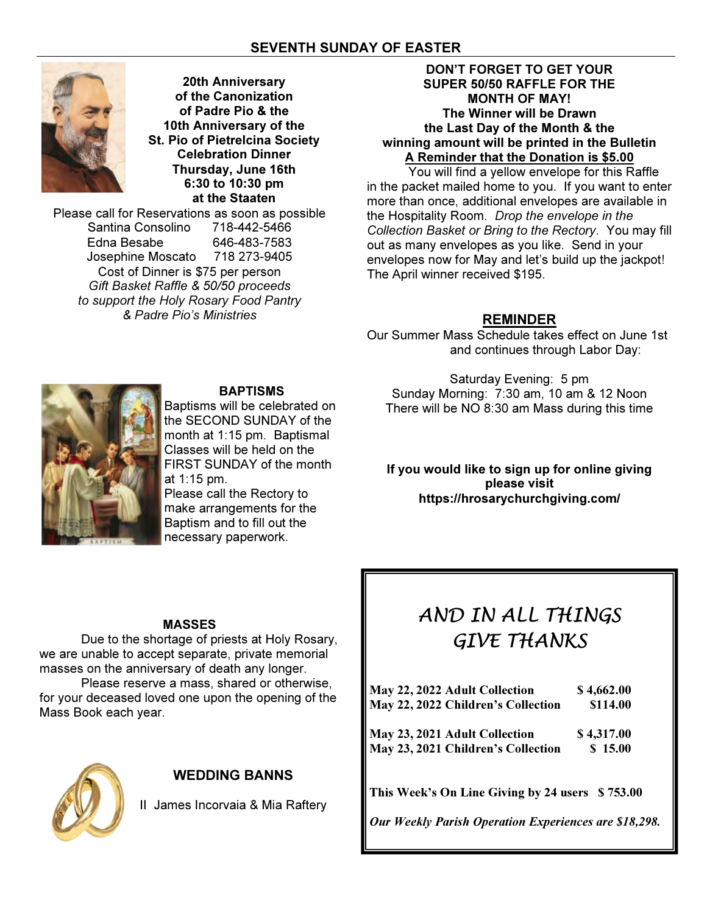## SEVENTH SUNDAY OF EASTER

**20th Anniversary of the Canonization of Padre Pio & the 10th Anniversary of the St. Pio of Pietrelcina Society Celebration Dinner**
**Thursday, June 16th**
**6:30 to 10:30 pm**
**at the Staaten**

Please call for Reservations as soon as possible

Santina Consolino 718-442-5466
Edna Besabe 646-483-7583
Josephine Moscato 718 273-9405

Cost of Dinner is $75 per person

*Gift Basket Raffle & 50/50 proceeds to support the Holy Rosary Food Pantry & Padre Pio's Ministries*

### BAPTISMS

Baptisms will be celebrated on the SECOND SUNDAY of the month at 1:15 pm. Baptismal Classes will be held on the FIRST SUNDAY of the month at 1:15 pm.

Please call the Rectory to make arrangements for the Baptism and to fill out the necessary paperwork.

### MASSES

Due to the shortage of priests at Holy Rosary, we are unable to accept separate, private memorial masses on the anniversary of death any longer.

Please reserve a mass, shared or otherwise, for your deceased loved one upon the opening of the Mass Book each year.

### WEDDING BANNS

II James Incorvaia & Mia Raftery

**DON'T FORGET TO GET YOUR SUPER 50/50 RAFFLE FOR THE MONTH OF MAY!**
**The Winner will be Drawn the Last Day of the Month & the winning amount will be printed in the Bulletin**
**A Reminder that the Donation is $5.00**

You will find a yellow envelope for this Raffle in the packet mailed home to you. If you want to enter more than once, additional envelopes are available in the Hospitality Room. *Drop the envelope in the Collection Basket or Bring to the Rectory*. You may fill out as many envelopes as you like. Send in your envelopes now for May and let's build up the jackpot! The April winner received $195.

### REMINDER

Our Summer Mass Schedule takes effect on June 1st and continues through Labor Day:

Saturday Evening: 5 pm
Sunday Morning: 7:30 am, 10 am & 12 Noon
There will be NO 8:30 am Mass during this time

**If you would like to sign up for online giving please visit https://hrosarychurchgiving.com/**

## AND IN ALL THINGS GIVE THANKS

| | |
|---|---|
| **May 22, 2022 Adult Collection** | **$ 4,662.00** |
| **May 22, 2022 Children's Collection** | **$114.00** |
| **May 23, 2021 Adult Collection** | **$ 4,317.00** |
| **May 23, 2021 Children's Collection** | **$ 15.00** |

**This Week's On Line Giving by 24 users $ 753.00**

***Our Weekly Parish Operation Experiences are $18,298.***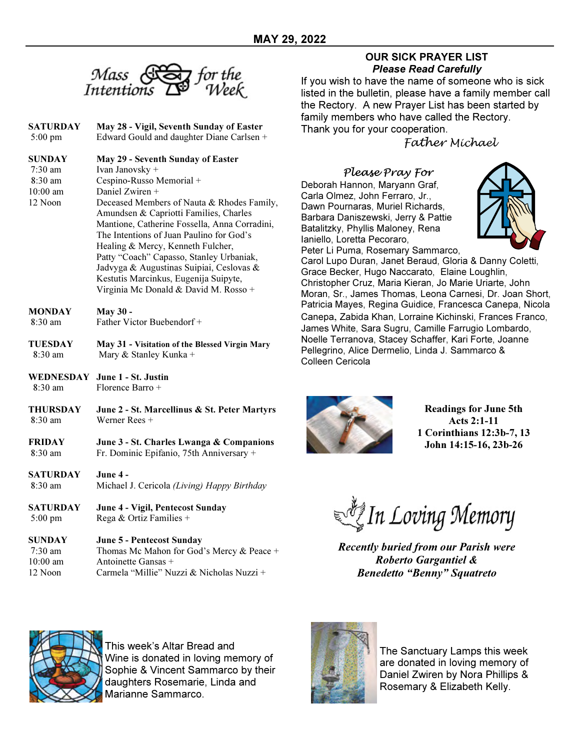MAY 29, 2022

## Mass Intentions for the Week

**SATURDAY** **May 28 - Vigil, Seventh Sunday of Easter**
5:00 pm Edward Gould and daughter Diane Carlsen +

**SUNDAY** **May 29 - Seventh Sunday of Easter**
7:30 am Ivan Janovsky +
8:30 am Cespino-Russo Memorial +
10:00 am Daniel Zwiren +
12 Noon Deceased Members of Nauta & Rhodes Family, Amundsen & Capriotti Families, Charles Mantione, Catherine Fossella, Anna Corradini, The Intentions of Juan Paulino for God's Healing & Mercy, Kenneth Fulcher, Patty "Coach" Capasso, Stanley Urbaniak, Jadvyga & Augustinas Suipiai, Ceslovas & Kestutis Marcinkus, Eugenija Suipyte, Virginia Mc Donald & David M. Rosso +

**MONDAY** **May 30 -**
8:30 am Father Victor Buebendorf +

**TUESDAY** **May 31 - Visitation of the Blessed Virgin Mary**
8:30 am Mary & Stanley Kunka +

**WEDNESDAY** **June 1 - St. Justin**
8:30 am Florence Barro +

**THURSDAY** **June 2 - St. Marcellinus & St. Peter Martyrs**
8:30 am Werner Rees +

**FRIDAY** **June 3 - St. Charles Lwanga & Companions**
8:30 am Fr. Dominic Epifanio, 75th Anniversary +

**SATURDAY** **June 4 -**
8:30 am Michael J. Cericola *(Living) Happy Birthday*

**SATURDAY** **June 4 - Vigil, Pentecost Sunday**
5:00 pm Rega & Ortiz Families +

**SUNDAY** **June 5 - Pentecost Sunday**
7:30 am Thomas Mc Mahon for God's Mercy & Peace +
10:00 am Antoinette Gansas +
12 Noon Carmela "Millie" Nuzzi & Nicholas Nuzzi +

This week's Altar Bread and Wine is donated in loving memory of Sophie & Vincent Sammarco by their daughters Rosemarie, Linda and Marianne Sammarco.

## OUR SICK PRAYER LIST
### *Please Read Carefully*

If you wish to have the name of someone who is sick listed in the bulletin, please have a family member call the Rectory. A new Prayer List has been started by family members who have called the Rectory.
Thank you for your cooperation.

*Father Michael*

### *Please Pray For*

Deborah Hannon, Maryann Graf, Carla Olmez, John Ferraro, Jr., Dawn Pournaras, Muriel Richards, Barbara Daniszewski, Jerry & Pattie Batalitzky, Phyllis Maloney, Rena Ianiello, Loretta Pecoraro, Peter Li Puma, Rosemary Sammarco, Carol Lupo Duran, Janet Beraud, Gloria & Danny Coletti, Grace Becker, Hugo Naccarato, Elaine Loughlin, Christopher Cruz, Maria Kieran, Jo Marie Uriarte, John Moran, Sr., James Thomas, Leona Carnesi, Dr. Joan Short, Patricia Mayes, Regina Guidice, Francesca Canepa, Nicola Canepa, Zabida Khan, Lorraine Kichinski, Frances Franco, James White, Sara Sugru, Camille Farrugio Lombardo, Noelle Terranova, Stacey Schaffer, Kari Forte, Joanne Pellegrino, Alice Dermelio, Linda J. Sammarco & Colleen Cericola

**Readings for June 5th**
**Acts 2:1-11**
**1 Corinthians 12:3b-7, 13**
**John 14:15-16, 23b-26**

## In Loving Memory

***Recently buried from our Parish were Roberto Gargantiel & Benedetto "Benny" Squatreto***

The Sanctuary Lamps this week are donated in loving memory of Daniel Zwiren by Nora Phillips & Rosemary & Elizabeth Kelly.